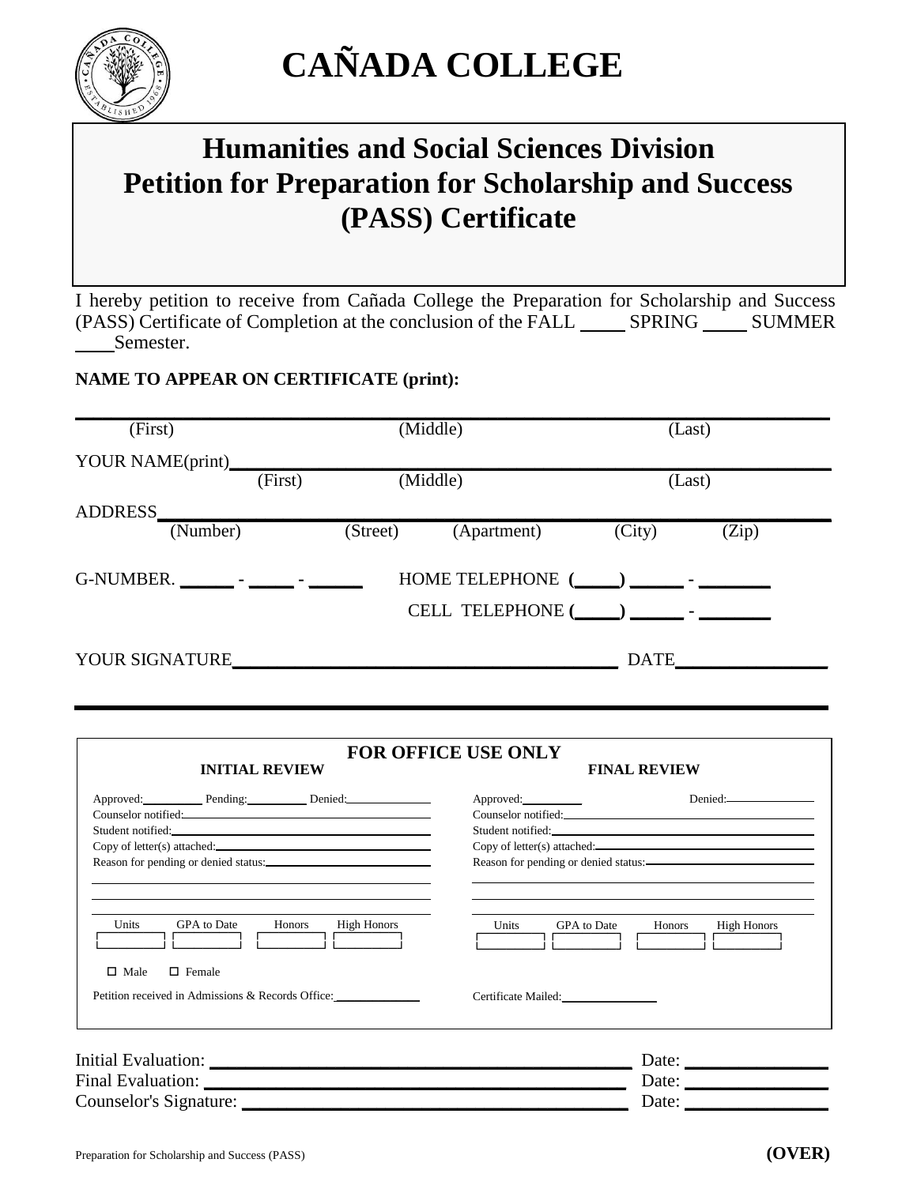# CAÑADA COLLEGE

## Humanities and Social Sciences Division
## Petition for Preparation for Scholarship and Success (PASS) Certificate

I hereby petition to receive from Cañada College the Preparation for Scholarship and Success (PASS) Certificate of Completion at the conclusion of the FALL ____ SPRING ____ SUMMER ____ Semester.

**NAME TO APPEAR ON CERTIFICATE (print):**

_______________________________________________________________

(First) (Middle) (Last)

YOUR NAME(print)_______________________________________________

(First) (Middle) (Last)

ADDRESS_______________________________________________________

(Number) (Street) (Apartment) (City) (Zip)

G-NUMBER. ______ - _____ - ______ HOME TELEPHONE (____) _____ - _______

CELL TELEPHONE (____) _____ - _______

YOUR SIGNATURE_________________________________ DATE______________

---

### FOR OFFICE USE ONLY

**INITIAL REVIEW**

Approved:________ Pending:________ Denied:__________

Counselor notified:______________________________

Student notified:________________________________

Copy of letter(s) attached:_______________________

Reason for pending or denied status:_______________

| Units | GPA to Date | Honors | High Honors |
|---|---|---|---|
| | | | |

☐ Male ☐ Female

Petition received in Admissions & Records Office:__________

**FINAL REVIEW**

Approved:________ Denied:__________

Counselor notified:______________________________

Student notified:________________________________

Copy of letter(s) attached:_______________________

Reason for pending or denied status:_______________

| Units | GPA to Date | Honors | High Honors |
|---|---|---|---|
| | | | |

Certificate Mailed:____________

---

Initial Evaluation: ____________________________________ Date: ______________

Final Evaluation: ____________________________________ Date: ______________

Counselor's Signature: ________________________________ Date: ______________

Preparation for Scholarship and Success (PASS) **(OVER)**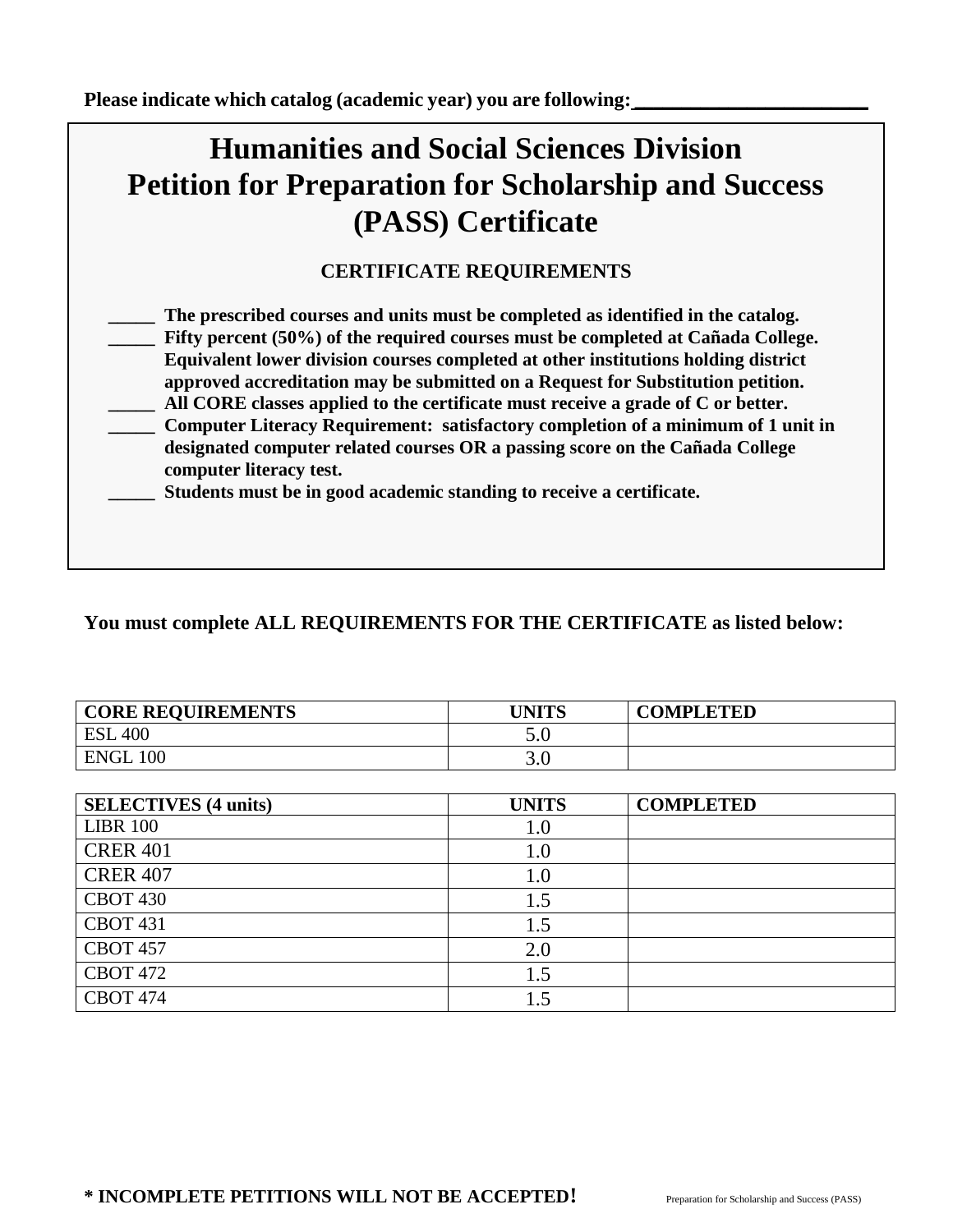**Please indicate which catalog (academic year) you are following:\_\_\_\_\_\_\_\_\_\_\_\_\_\_\_\_\_\_\_\_\_\_\_**

# Humanities and Social Sciences Division
# Petition for Preparation for Scholarship and Success (PASS) Certificate

### CERTIFICATE REQUIREMENTS

- **_____ The prescribed courses and units must be completed as identified in the catalog.**
- **_____ Fifty percent (50%) of the required courses must be completed at Cañada College. Equivalent lower division courses completed at other institutions holding district approved accreditation may be submitted on a Request for Substitution petition.**
- **_____ All CORE classes applied to the certificate must receive a grade of C or better.**
- **_____ Computer Literacy Requirement: satisfactory completion of a minimum of 1 unit in designated computer related courses OR a passing score on the Cañada College computer literacy test.**
- **_____ Students must be in good academic standing to receive a certificate.**

**You must complete ALL REQUIREMENTS FOR THE CERTIFICATE as listed below:**

| CORE REQUIREMENTS | UNITS | COMPLETED |
|---|---|---|
| ESL 400 | 5.0 | |
| ENGL 100 | 3.0 | |

| SELECTIVES (4 units) | UNITS | COMPLETED |
|---|---|---|
| LIBR 100 | 1.0 | |
| CRER 401 | 1.0 | |
| CRER 407 | 1.0 | |
| CBOT 430 | 1.5 | |
| CBOT 431 | 1.5 | |
| CBOT 457 | 2.0 | |
| CBOT 472 | 1.5 | |
| CBOT 474 | 1.5 | |

**\* INCOMPLETE PETITIONS WILL NOT BE ACCEPTED!**